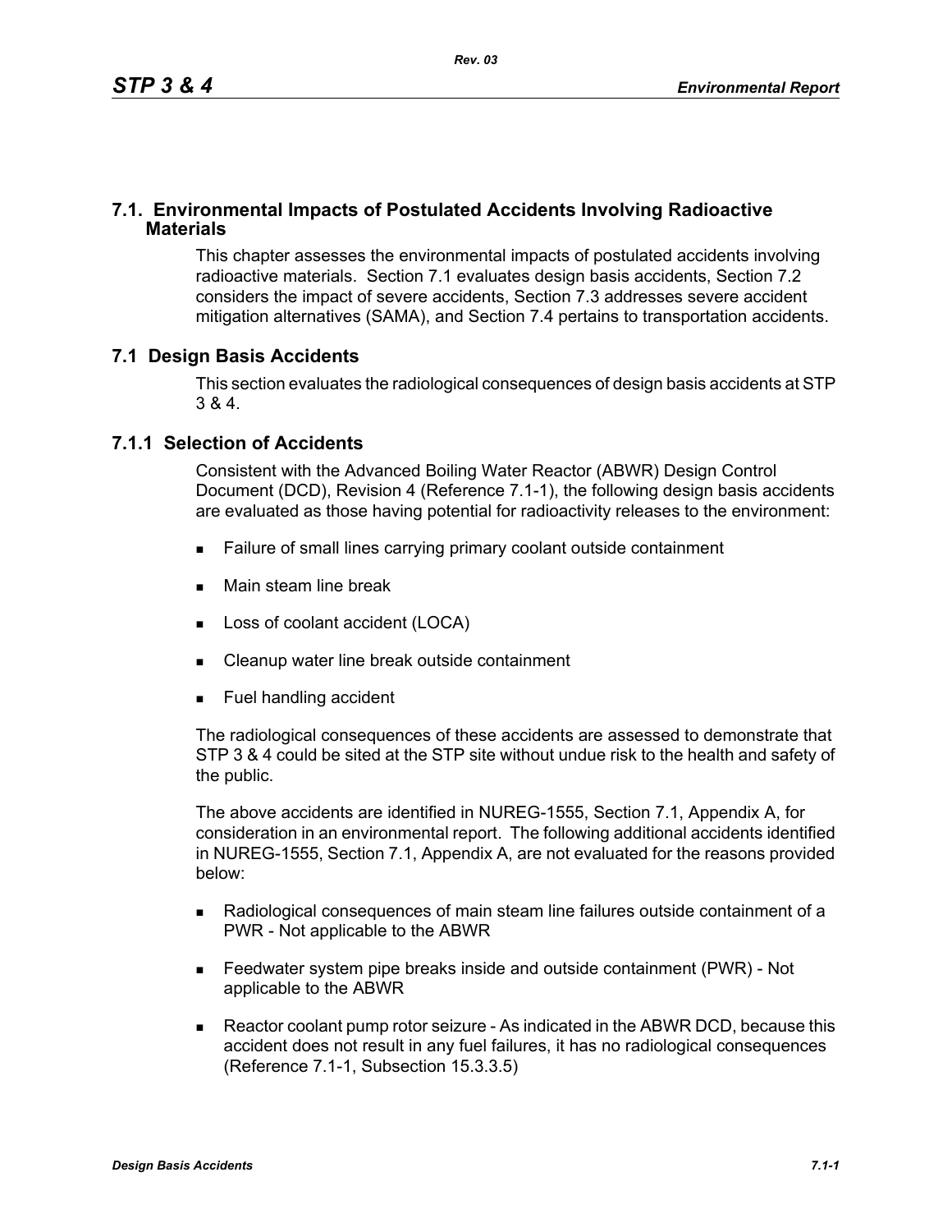## 7.1. Environmental Impacts of Postulated Accidents Involving Radioactive Materials

This chapter assesses the environmental impacts of postulated accidents involving radioactive materials. Section 7.1 evaluates design basis accidents, Section 7.2 considers the impact of severe accidents, Section 7.3 addresses severe accident mitigation alternatives (SAMA), and Section 7.4 pertains to transportation accidents.

## 7.1 Design Basis Accidents

This section evaluates the radiological consequences of design basis accidents at STP 3 & 4.

### 7.1.1 Selection of Accidents

Consistent with the Advanced Boiling Water Reactor (ABWR) Design Control Document (DCD), Revision 4 (Reference 7.1-1), the following design basis accidents are evaluated as those having potential for radioactivity releases to the environment:

- Failure of small lines carrying primary coolant outside containment
- Main steam line break
- Loss of coolant accident (LOCA)
- Cleanup water line break outside containment
- Fuel handling accident

The radiological consequences of these accidents are assessed to demonstrate that STP 3 & 4 could be sited at the STP site without undue risk to the health and safety of the public.

The above accidents are identified in NUREG-1555, Section 7.1, Appendix A, for consideration in an environmental report. The following additional accidents identified in NUREG-1555, Section 7.1, Appendix A, are not evaluated for the reasons provided below:

- Radiological consequences of main steam line failures outside containment of a PWR - Not applicable to the ABWR
- Feedwater system pipe breaks inside and outside containment (PWR) - Not applicable to the ABWR
- Reactor coolant pump rotor seizure - As indicated in the ABWR DCD, because this accident does not result in any fuel failures, it has no radiological consequences (Reference 7.1-1, Subsection 15.3.3.5)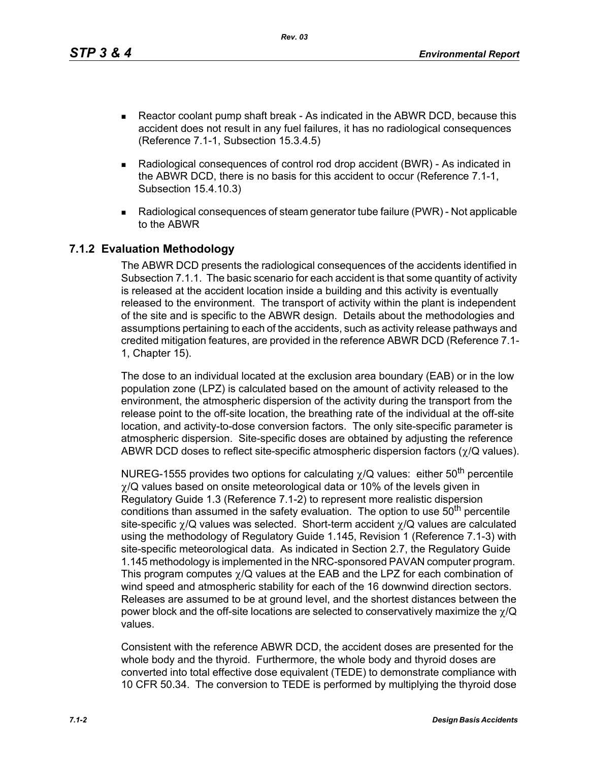- Reactor coolant pump shaft break - As indicated in the ABWR DCD, because this accident does not result in any fuel failures, it has no radiological consequences (Reference 7.1-1, Subsection 15.3.4.5)
- Radiological consequences of control rod drop accident (BWR) - As indicated in the ABWR DCD, there is no basis for this accident to occur (Reference 7.1-1, Subsection 15.4.10.3)
- Radiological consequences of steam generator tube failure (PWR) - Not applicable to the ABWR

## 7.1.2 Evaluation Methodology

The ABWR DCD presents the radiological consequences of the accidents identified in Subsection 7.1.1. The basic scenario for each accident is that some quantity of activity is released at the accident location inside a building and this activity is eventually released to the environment. The transport of activity within the plant is independent of the site and is specific to the ABWR design. Details about the methodologies and assumptions pertaining to each of the accidents, such as activity release pathways and credited mitigation features, are provided in the reference ABWR DCD (Reference 7.1-1, Chapter 15).

The dose to an individual located at the exclusion area boundary (EAB) or in the low population zone (LPZ) is calculated based on the amount of activity released to the environment, the atmospheric dispersion of the activity during the transport from the release point to the off-site location, the breathing rate of the individual at the off-site location, and activity-to-dose conversion factors. The only site-specific parameter is atmospheric dispersion. Site-specific doses are obtained by adjusting the reference ABWR DCD doses to reflect site-specific atmospheric dispersion factors ($\chi$/Q values).

NUREG-1555 provides two options for calculating $\chi$/Q values: either 50$^{th}$ percentile $\chi$/Q values based on onsite meteorological data or 10% of the levels given in Regulatory Guide 1.3 (Reference 7.1-2) to represent more realistic dispersion conditions than assumed in the safety evaluation. The option to use 50$^{th}$ percentile site-specific $\chi$/Q values was selected. Short-term accident $\chi$/Q values are calculated using the methodology of Regulatory Guide 1.145, Revision 1 (Reference 7.1-3) with site-specific meteorological data. As indicated in Section 2.7, the Regulatory Guide 1.145 methodology is implemented in the NRC-sponsored PAVAN computer program. This program computes $\chi$/Q values at the EAB and the LPZ for each combination of wind speed and atmospheric stability for each of the 16 downwind direction sectors. Releases are assumed to be at ground level, and the shortest distances between the power block and the off-site locations are selected to conservatively maximize the $\chi$/Q values.

Consistent with the reference ABWR DCD, the accident doses are presented for the whole body and the thyroid. Furthermore, the whole body and thyroid doses are converted into total effective dose equivalent (TEDE) to demonstrate compliance with 10 CFR 50.34. The conversion to TEDE is performed by multiplying the thyroid dose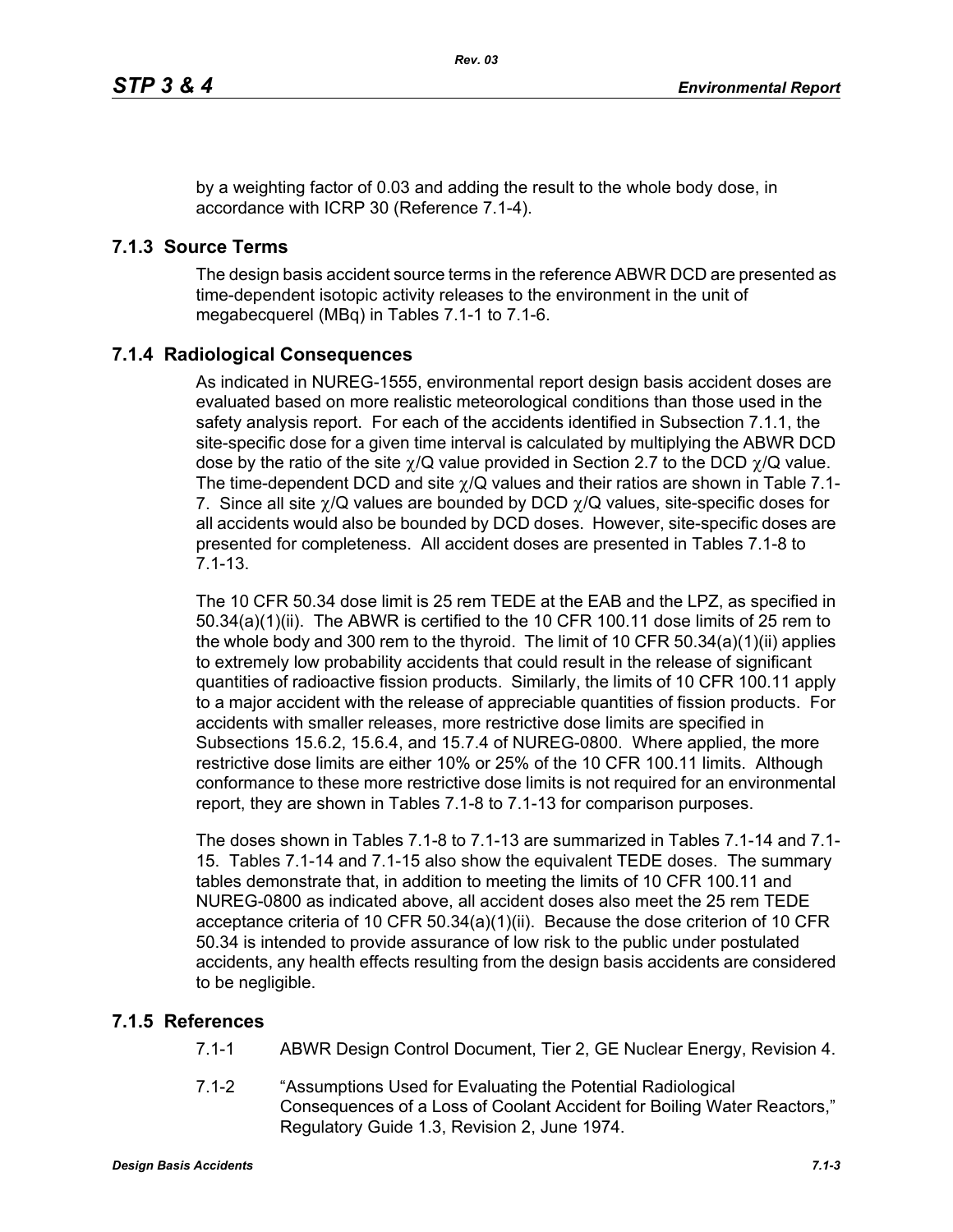by a weighting factor of 0.03 and adding the result to the whole body dose, in accordance with ICRP 30 (Reference 7.1-4).

## 7.1.3 Source Terms

The design basis accident source terms in the reference ABWR DCD are presented as time-dependent isotopic activity releases to the environment in the unit of megabecquerel (MBq) in Tables 7.1-1 to 7.1-6.

## 7.1.4 Radiological Consequences

As indicated in NUREG-1555, environmental report design basis accident doses are evaluated based on more realistic meteorological conditions than those used in the safety analysis report. For each of the accidents identified in Subsection 7.1.1, the site-specific dose for a given time interval is calculated by multiplying the ABWR DCD dose by the ratio of the site $\chi/Q$ value provided in Section 2.7 to the DCD $\chi/Q$ value. The time-dependent DCD and site $\chi/Q$ values and their ratios are shown in Table 7.1-7. Since all site $\chi/Q$ values are bounded by DCD $\chi/Q$ values, site-specific doses for all accidents would also be bounded by DCD doses. However, site-specific doses are presented for completeness. All accident doses are presented in Tables 7.1-8 to 7.1-13.

The 10 CFR 50.34 dose limit is 25 rem TEDE at the EAB and the LPZ, as specified in 50.34(a)(1)(ii). The ABWR is certified to the 10 CFR 100.11 dose limits of 25 rem to the whole body and 300 rem to the thyroid. The limit of 10 CFR 50.34(a)(1)(ii) applies to extremely low probability accidents that could result in the release of significant quantities of radioactive fission products. Similarly, the limits of 10 CFR 100.11 apply to a major accident with the release of appreciable quantities of fission products. For accidents with smaller releases, more restrictive dose limits are specified in Subsections 15.6.2, 15.6.4, and 15.7.4 of NUREG-0800. Where applied, the more restrictive dose limits are either 10% or 25% of the 10 CFR 100.11 limits. Although conformance to these more restrictive dose limits is not required for an environmental report, they are shown in Tables 7.1-8 to 7.1-13 for comparison purposes.

The doses shown in Tables 7.1-8 to 7.1-13 are summarized in Tables 7.1-14 and 7.1-15. Tables 7.1-14 and 7.1-15 also show the equivalent TEDE doses. The summary tables demonstrate that, in addition to meeting the limits of 10 CFR 100.11 and NUREG-0800 as indicated above, all accident doses also meet the 25 rem TEDE acceptance criteria of 10 CFR 50.34(a)(1)(ii). Because the dose criterion of 10 CFR 50.34 is intended to provide assurance of low risk to the public under postulated accidents, any health effects resulting from the design basis accidents are considered to be negligible.

## 7.1.5 References

7.1-1 ABWR Design Control Document, Tier 2, GE Nuclear Energy, Revision 4.

7.1-2 "Assumptions Used for Evaluating the Potential Radiological Consequences of a Loss of Coolant Accident for Boiling Water Reactors," Regulatory Guide 1.3, Revision 2, June 1974.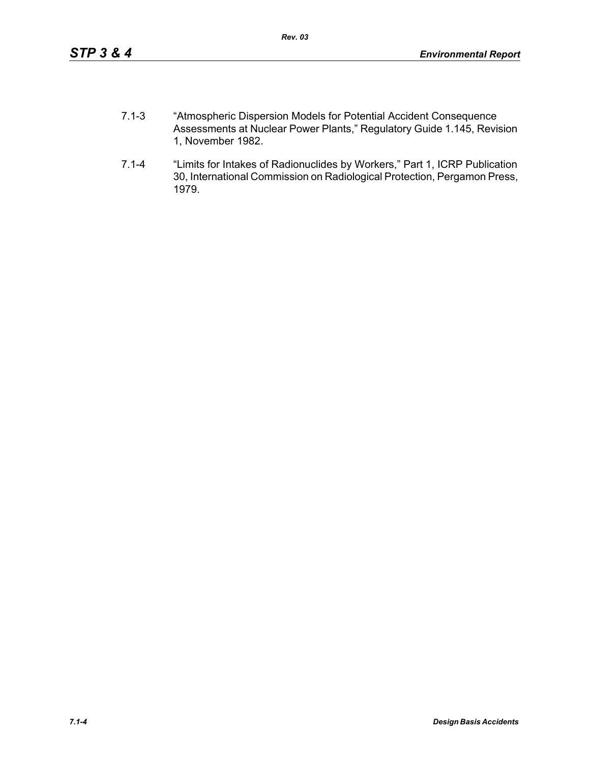7.1-3 "Atmospheric Dispersion Models for Potential Accident Consequence Assessments at Nuclear Power Plants," Regulatory Guide 1.145, Revision 1, November 1982.

7.1-4 "Limits for Intakes of Radionuclides by Workers," Part 1, ICRP Publication 30, International Commission on Radiological Protection, Pergamon Press, 1979.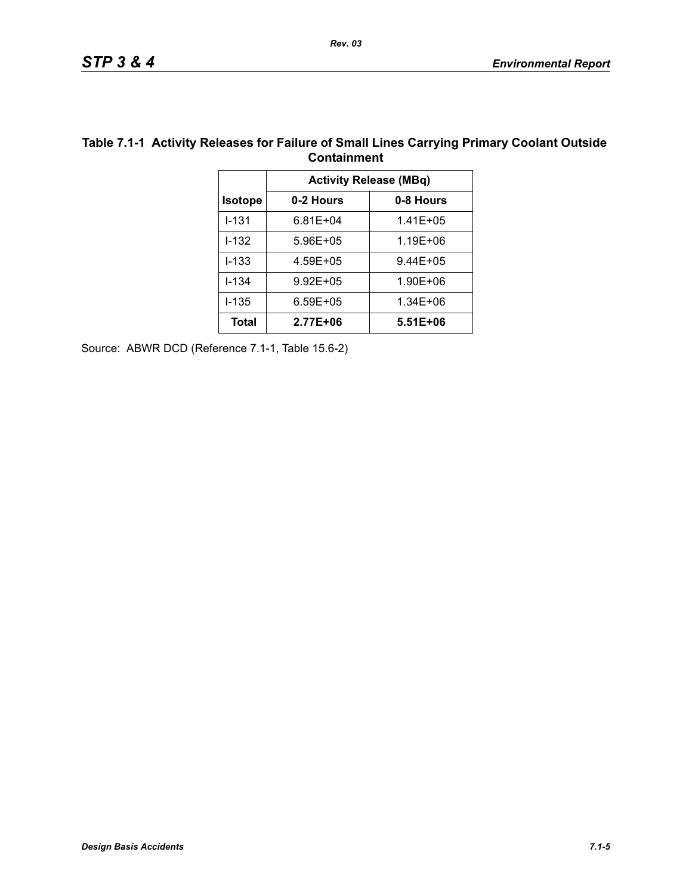**Table 7.1-1 Activity Releases for Failure of Small Lines Carrying Primary Coolant Outside Containment**

| | Activity Release (MBq) | |
|---|---|---|
| **Isotope** | **0-2 Hours** | **0-8 Hours** |
| I-131 | 6.81E+04 | 1.41E+05 |
| I-132 | 5.96E+05 | 1.19E+06 |
| I-133 | 4.59E+05 | 9.44E+05 |
| I-134 | 9.92E+05 | 1.90E+06 |
| I-135 | 6.59E+05 | 1.34E+06 |
| **Total** | **2.77E+06** | **5.51E+06** |

Source: ABWR DCD (Reference 7.1-1, Table 15.6-2)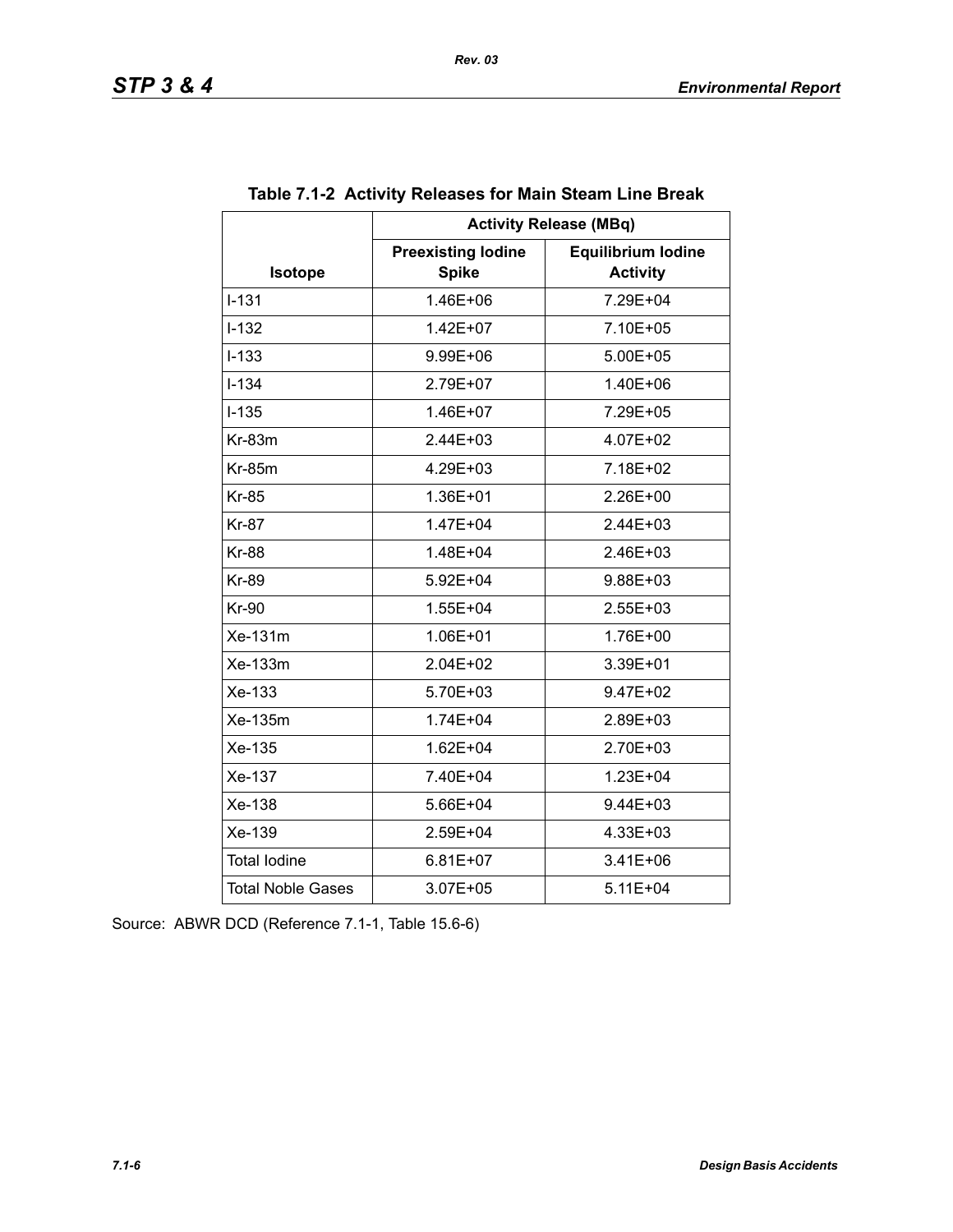**Table 7.1-2 Activity Releases for Main Steam Line Break**

| Isotope | Activity Release (MBq) | |
|---|---|---|
| | Preexisting Iodine Spike | Equilibrium Iodine Activity |
| I-131 | 1.46E+06 | 7.29E+04 |
| I-132 | 1.42E+07 | 7.10E+05 |
| I-133 | 9.99E+06 | 5.00E+05 |
| I-134 | 2.79E+07 | 1.40E+06 |
| I-135 | 1.46E+07 | 7.29E+05 |
| Kr-83m | 2.44E+03 | 4.07E+02 |
| Kr-85m | 4.29E+03 | 7.18E+02 |
| Kr-85 | 1.36E+01 | 2.26E+00 |
| Kr-87 | 1.47E+04 | 2.44E+03 |
| Kr-88 | 1.48E+04 | 2.46E+03 |
| Kr-89 | 5.92E+04 | 9.88E+03 |
| Kr-90 | 1.55E+04 | 2.55E+03 |
| Xe-131m | 1.06E+01 | 1.76E+00 |
| Xe-133m | 2.04E+02 | 3.39E+01 |
| Xe-133 | 5.70E+03 | 9.47E+02 |
| Xe-135m | 1.74E+04 | 2.89E+03 |
| Xe-135 | 1.62E+04 | 2.70E+03 |
| Xe-137 | 7.40E+04 | 1.23E+04 |
| Xe-138 | 5.66E+04 | 9.44E+03 |
| Xe-139 | 2.59E+04 | 4.33E+03 |
| Total Iodine | 6.81E+07 | 3.41E+06 |
| Total Noble Gases | 3.07E+05 | 5.11E+04 |

Source: ABWR DCD (Reference 7.1-1, Table 15.6-6)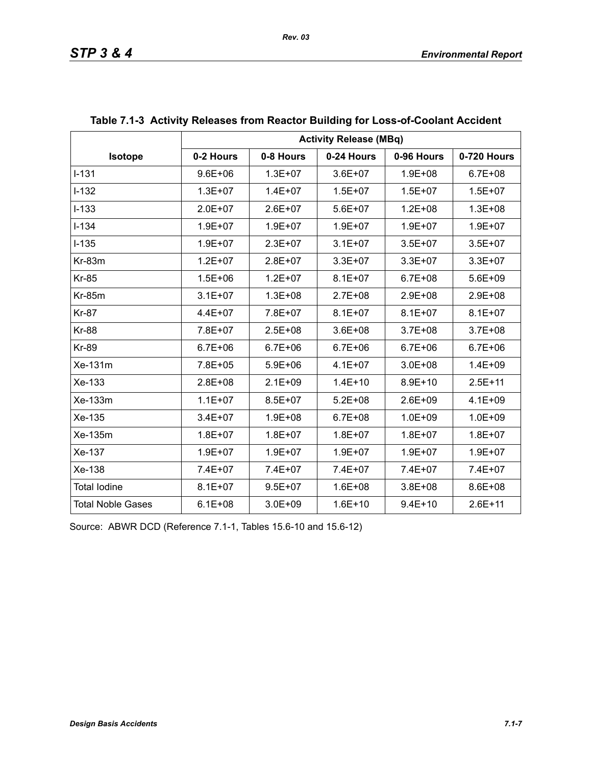**Table 7.1-3 Activity Releases from Reactor Building for Loss-of-Coolant Accident**

| Isotope | Activity Release (MBq) | | | | |
|---|---|---|---|---|---|
| | 0-2 Hours | 0-8 Hours | 0-24 Hours | 0-96 Hours | 0-720 Hours |
| I-131 | 9.6E+06 | 1.3E+07 | 3.6E+07 | 1.9E+08 | 6.7E+08 |
| I-132 | 1.3E+07 | 1.4E+07 | 1.5E+07 | 1.5E+07 | 1.5E+07 |
| I-133 | 2.0E+07 | 2.6E+07 | 5.6E+07 | 1.2E+08 | 1.3E+08 |
| I-134 | 1.9E+07 | 1.9E+07 | 1.9E+07 | 1.9E+07 | 1.9E+07 |
| I-135 | 1.9E+07 | 2.3E+07 | 3.1E+07 | 3.5E+07 | 3.5E+07 |
| Kr-83m | 1.2E+07 | 2.8E+07 | 3.3E+07 | 3.3E+07 | 3.3E+07 |
| Kr-85 | 1.5E+06 | 1.2E+07 | 8.1E+07 | 6.7E+08 | 5.6E+09 |
| Kr-85m | 3.1E+07 | 1.3E+08 | 2.7E+08 | 2.9E+08 | 2.9E+08 |
| Kr-87 | 4.4E+07 | 7.8E+07 | 8.1E+07 | 8.1E+07 | 8.1E+07 |
| Kr-88 | 7.8E+07 | 2.5E+08 | 3.6E+08 | 3.7E+08 | 3.7E+08 |
| Kr-89 | 6.7E+06 | 6.7E+06 | 6.7E+06 | 6.7E+06 | 6.7E+06 |
| Xe-131m | 7.8E+05 | 5.9E+06 | 4.1E+07 | 3.0E+08 | 1.4E+09 |
| Xe-133 | 2.8E+08 | 2.1E+09 | 1.4E+10 | 8.9E+10 | 2.5E+11 |
| Xe-133m | 1.1E+07 | 8.5E+07 | 5.2E+08 | 2.6E+09 | 4.1E+09 |
| Xe-135 | 3.4E+07 | 1.9E+08 | 6.7E+08 | 1.0E+09 | 1.0E+09 |
| Xe-135m | 1.8E+07 | 1.8E+07 | 1.8E+07 | 1.8E+07 | 1.8E+07 |
| Xe-137 | 1.9E+07 | 1.9E+07 | 1.9E+07 | 1.9E+07 | 1.9E+07 |
| Xe-138 | 7.4E+07 | 7.4E+07 | 7.4E+07 | 7.4E+07 | 7.4E+07 |
| Total Iodine | 8.1E+07 | 9.5E+07 | 1.6E+08 | 3.8E+08 | 8.6E+08 |
| Total Noble Gases | 6.1E+08 | 3.0E+09 | 1.6E+10 | 9.4E+10 | 2.6E+11 |

Source: ABWR DCD (Reference 7.1-1, Tables 15.6-10 and 15.6-12)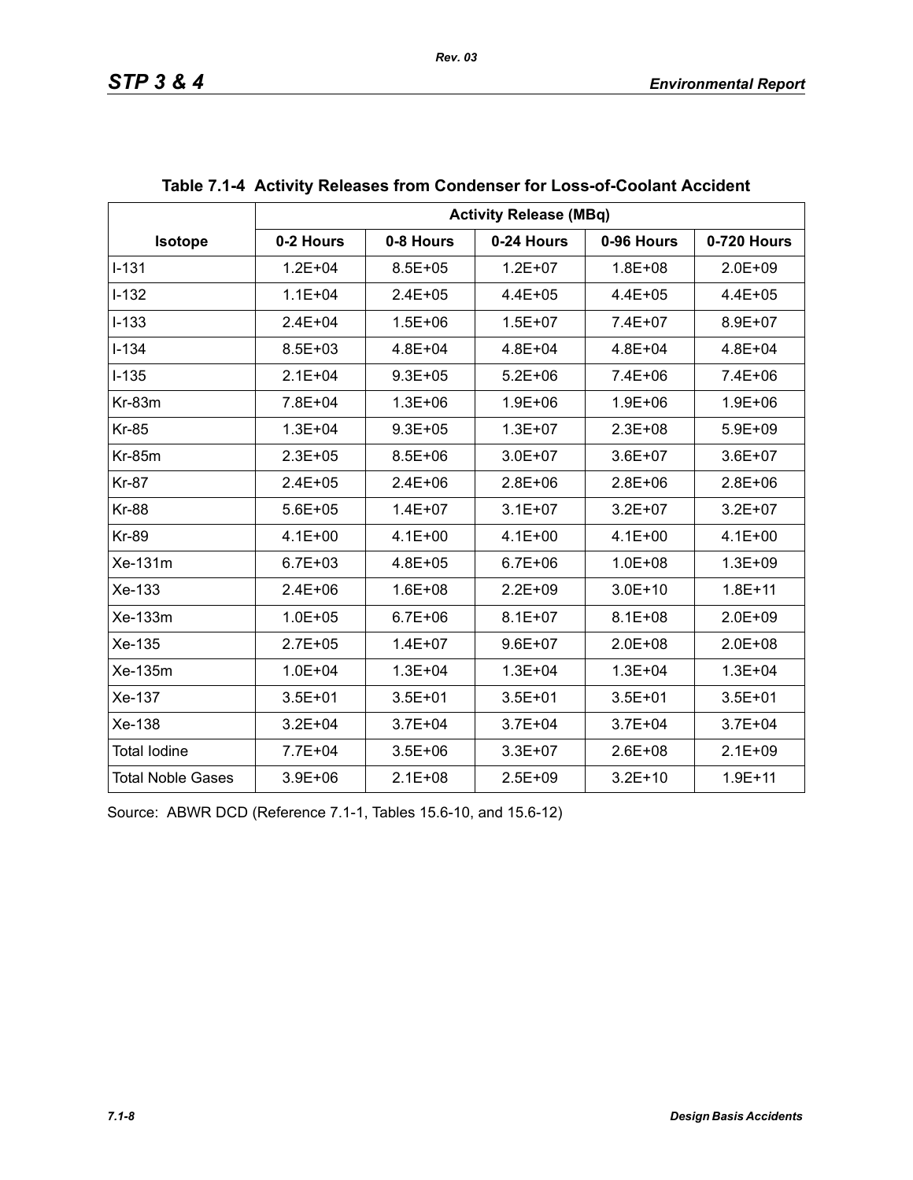**Table 7.1-4 Activity Releases from Condenser for Loss-of-Coolant Accident**

| Isotope | Activity Release (MBq) | | | | |
|---|---|---|---|---|---|
| | 0-2 Hours | 0-8 Hours | 0-24 Hours | 0-96 Hours | 0-720 Hours |
| I-131 | 1.2E+04 | 8.5E+05 | 1.2E+07 | 1.8E+08 | 2.0E+09 |
| I-132 | 1.1E+04 | 2.4E+05 | 4.4E+05 | 4.4E+05 | 4.4E+05 |
| I-133 | 2.4E+04 | 1.5E+06 | 1.5E+07 | 7.4E+07 | 8.9E+07 |
| I-134 | 8.5E+03 | 4.8E+04 | 4.8E+04 | 4.8E+04 | 4.8E+04 |
| I-135 | 2.1E+04 | 9.3E+05 | 5.2E+06 | 7.4E+06 | 7.4E+06 |
| Kr-83m | 7.8E+04 | 1.3E+06 | 1.9E+06 | 1.9E+06 | 1.9E+06 |
| Kr-85 | 1.3E+04 | 9.3E+05 | 1.3E+07 | 2.3E+08 | 5.9E+09 |
| Kr-85m | 2.3E+05 | 8.5E+06 | 3.0E+07 | 3.6E+07 | 3.6E+07 |
| Kr-87 | 2.4E+05 | 2.4E+06 | 2.8E+06 | 2.8E+06 | 2.8E+06 |
| Kr-88 | 5.6E+05 | 1.4E+07 | 3.1E+07 | 3.2E+07 | 3.2E+07 |
| Kr-89 | 4.1E+00 | 4.1E+00 | 4.1E+00 | 4.1E+00 | 4.1E+00 |
| Xe-131m | 6.7E+03 | 4.8E+05 | 6.7E+06 | 1.0E+08 | 1.3E+09 |
| Xe-133 | 2.4E+06 | 1.6E+08 | 2.2E+09 | 3.0E+10 | 1.8E+11 |
| Xe-133m | 1.0E+05 | 6.7E+06 | 8.1E+07 | 8.1E+08 | 2.0E+09 |
| Xe-135 | 2.7E+05 | 1.4E+07 | 9.6E+07 | 2.0E+08 | 2.0E+08 |
| Xe-135m | 1.0E+04 | 1.3E+04 | 1.3E+04 | 1.3E+04 | 1.3E+04 |
| Xe-137 | 3.5E+01 | 3.5E+01 | 3.5E+01 | 3.5E+01 | 3.5E+01 |
| Xe-138 | 3.2E+04 | 3.7E+04 | 3.7E+04 | 3.7E+04 | 3.7E+04 |
| Total Iodine | 7.7E+04 | 3.5E+06 | 3.3E+07 | 2.6E+08 | 2.1E+09 |
| Total Noble Gases | 3.9E+06 | 2.1E+08 | 2.5E+09 | 3.2E+10 | 1.9E+11 |

Source: ABWR DCD (Reference 7.1-1, Tables 15.6-10, and 15.6-12)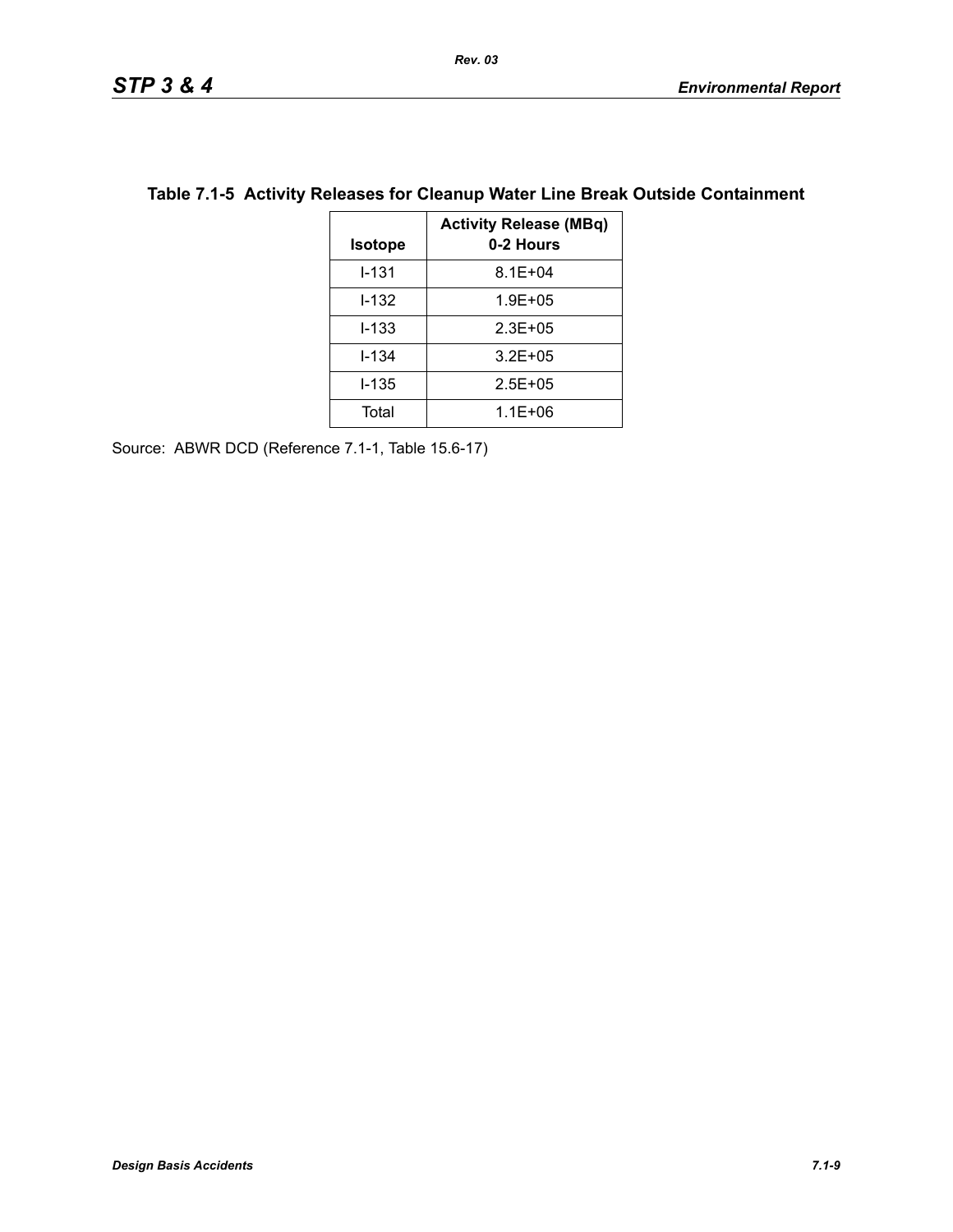**Table 7.1-5 Activity Releases for Cleanup Water Line Break Outside Containment**

| Isotope | Activity Release (MBq) 0-2 Hours |
|---|---|
| I-131 | 8.1E+04 |
| I-132 | 1.9E+05 |
| I-133 | 2.3E+05 |
| I-134 | 3.2E+05 |
| I-135 | 2.5E+05 |
| Total | 1.1E+06 |

Source: ABWR DCD (Reference 7.1-1, Table 15.6-17)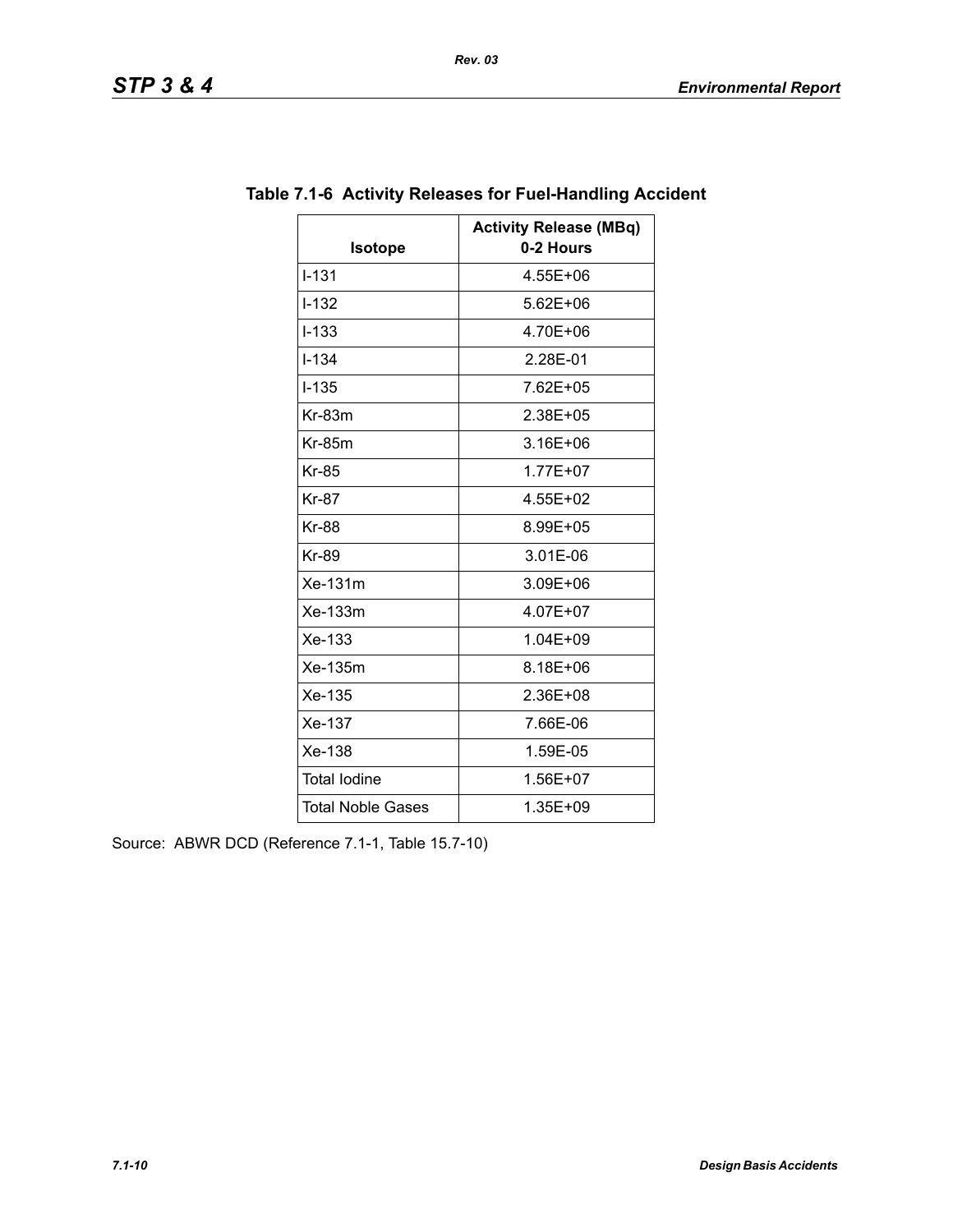**Table 7.1-6 Activity Releases for Fuel-Handling Accident**

| Isotope | Activity Release (MBq) 0-2 Hours |
|---|---|
| I-131 | 4.55E+06 |
| I-132 | 5.62E+06 |
| I-133 | 4.70E+06 |
| I-134 | 2.28E-01 |
| I-135 | 7.62E+05 |
| Kr-83m | 2.38E+05 |
| Kr-85m | 3.16E+06 |
| Kr-85 | 1.77E+07 |
| Kr-87 | 4.55E+02 |
| Kr-88 | 8.99E+05 |
| Kr-89 | 3.01E-06 |
| Xe-131m | 3.09E+06 |
| Xe-133m | 4.07E+07 |
| Xe-133 | 1.04E+09 |
| Xe-135m | 8.18E+06 |
| Xe-135 | 2.36E+08 |
| Xe-137 | 7.66E-06 |
| Xe-138 | 1.59E-05 |
| Total Iodine | 1.56E+07 |
| Total Noble Gases | 1.35E+09 |

Source: ABWR DCD (Reference 7.1-1, Table 15.7-10)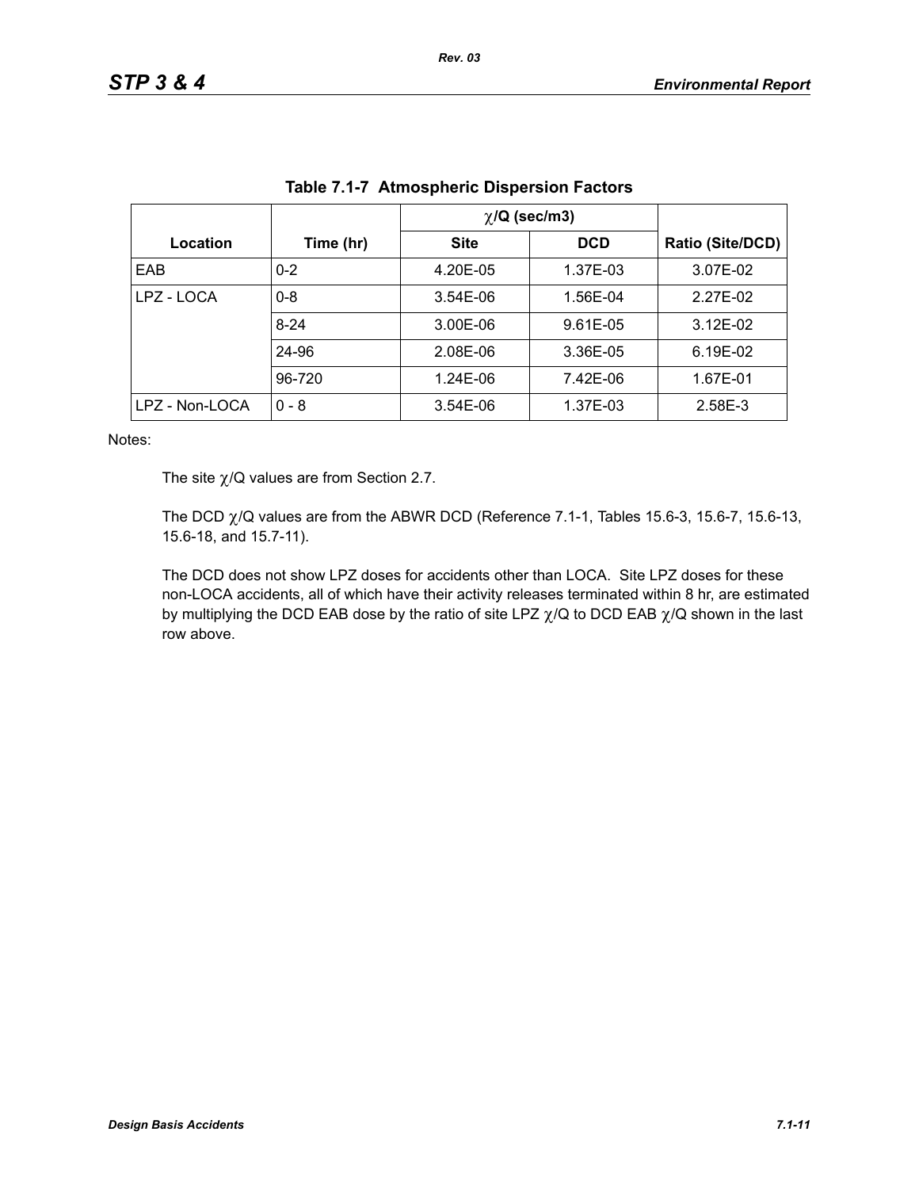**Table 7.1-7 Atmospheric Dispersion Factors**

| Location | Time (hr) | $\chi$/Q (sec/m3) | | Ratio (Site/DCD) |
|---|---|---|---|---|
| | | Site | DCD | |
| EAB | 0-2 | 4.20E-05 | 1.37E-03 | 3.07E-02 |
| LPZ - LOCA | 0-8 | 3.54E-06 | 1.56E-04 | 2.27E-02 |
| | 8-24 | 3.00E-06 | 9.61E-05 | 3.12E-02 |
| | 24-96 | 2.08E-06 | 3.36E-05 | 6.19E-02 |
| | 96-720 | 1.24E-06 | 7.42E-06 | 1.67E-01 |
| LPZ - Non-LOCA | 0 - 8 | 3.54E-06 | 1.37E-03 | 2.58E-3 |

Notes:

The site $\chi$/Q values are from Section 2.7.

The DCD $\chi$/Q values are from the ABWR DCD (Reference 7.1-1, Tables 15.6-3, 15.6-7, 15.6-13, 15.6-18, and 15.7-11).

The DCD does not show LPZ doses for accidents other than LOCA. Site LPZ doses for these non-LOCA accidents, all of which have their activity releases terminated within 8 hr, are estimated by multiplying the DCD EAB dose by the ratio of site LPZ $\chi$/Q to DCD EAB $\chi$/Q shown in the last row above.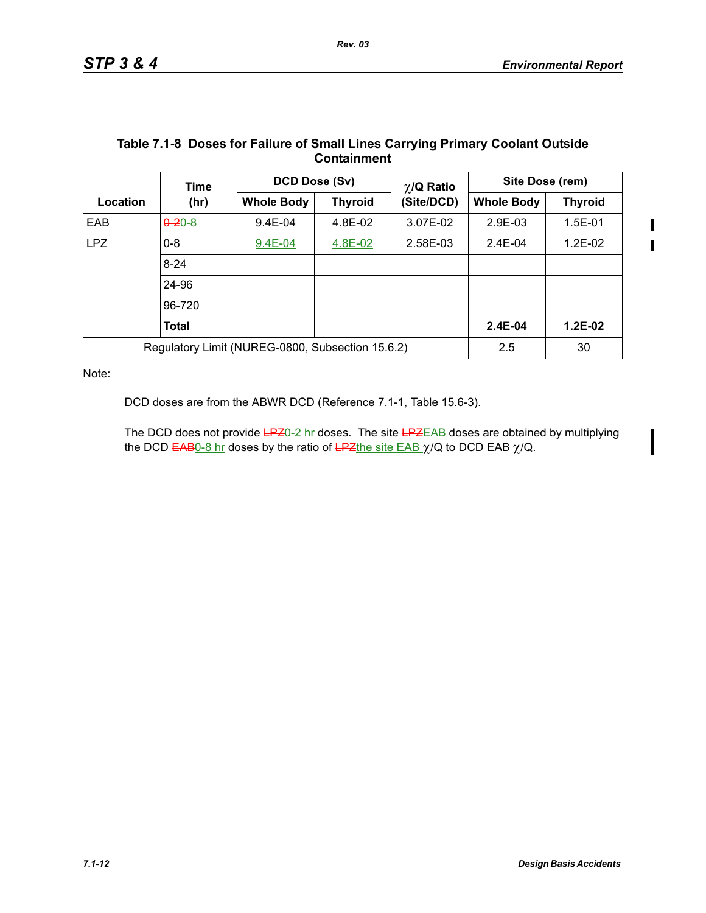**Table 7.1-8 Doses for Failure of Small Lines Carrying Primary Coolant Outside Containment**

| Location | Time (hr) | DCD Dose (Sv) | | $\chi$/Q Ratio (Site/DCD) | Site Dose (rem) | |
|---|---|---|---|---|---|---|
| | | Whole Body | Thyroid | | Whole Body | Thyroid |
| EAB | ~~0-2~~0-8 | 9.4E-04 | 4.8E-02 | 3.07E-02 | 2.9E-03 | 1.5E-01 |
| LPZ | 0-8 | 9.4E-04 | 4.8E-02 | 2.58E-03 | 2.4E-04 | 1.2E-02 |
| | 8-24 | | | | | |
| | 24-96 | | | | | |
| | 96-720 | | | | | |
| | **Total** | | | | **2.4E-04** | **1.2E-02** |
| Regulatory Limit (NUREG-0800, Subsection 15.6.2) | | | | | 2.5 | 30 |

Note:

DCD doses are from the ABWR DCD (Reference 7.1-1, Table 15.6-3).

The DCD does not provide ~~LPZ~~0-2 hr doses. The site ~~LPZ~~EAB doses are obtained by multiplying the DCD ~~EAB~~0-8 hr doses by the ratio of ~~LPZ~~the site EAB $\chi$/Q to DCD EAB $\chi$/Q.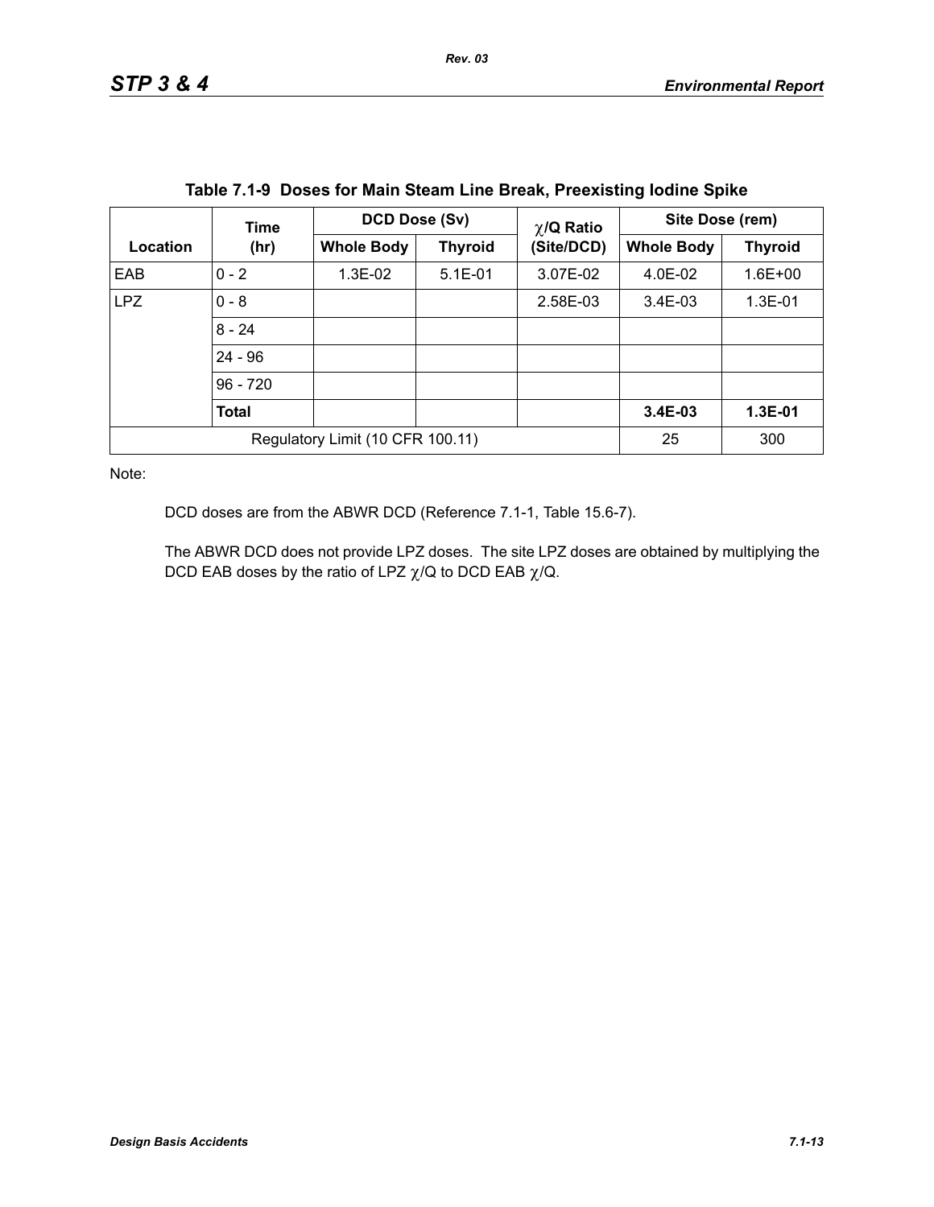**Table 7.1-9 Doses for Main Steam Line Break, Preexisting Iodine Spike**

| Location | Time (hr) | DCD Dose (Sv) | | $\chi$/Q Ratio (Site/DCD) | Site Dose (rem) | |
|---|---|---|---|---|---|---|
| | | Whole Body | Thyroid | | Whole Body | Thyroid |
| EAB | 0 - 2 | 1.3E-02 | 5.1E-01 | 3.07E-02 | 4.0E-02 | 1.6E+00 |
| LPZ | 0 - 8 | | | 2.58E-03 | 3.4E-03 | 1.3E-01 |
| | 8 - 24 | | | | | |
| | 24 - 96 | | | | | |
| | 96 - 720 | | | | | |
| | **Total** | | | | **3.4E-03** | **1.3E-01** |
| Regulatory Limit (10 CFR 100.11) | | | | | 25 | 300 |

Note:

DCD doses are from the ABWR DCD (Reference 7.1-1, Table 15.6-7).

The ABWR DCD does not provide LPZ doses. The site LPZ doses are obtained by multiplying the DCD EAB doses by the ratio of LPZ $\chi$/Q to DCD EAB $\chi$/Q.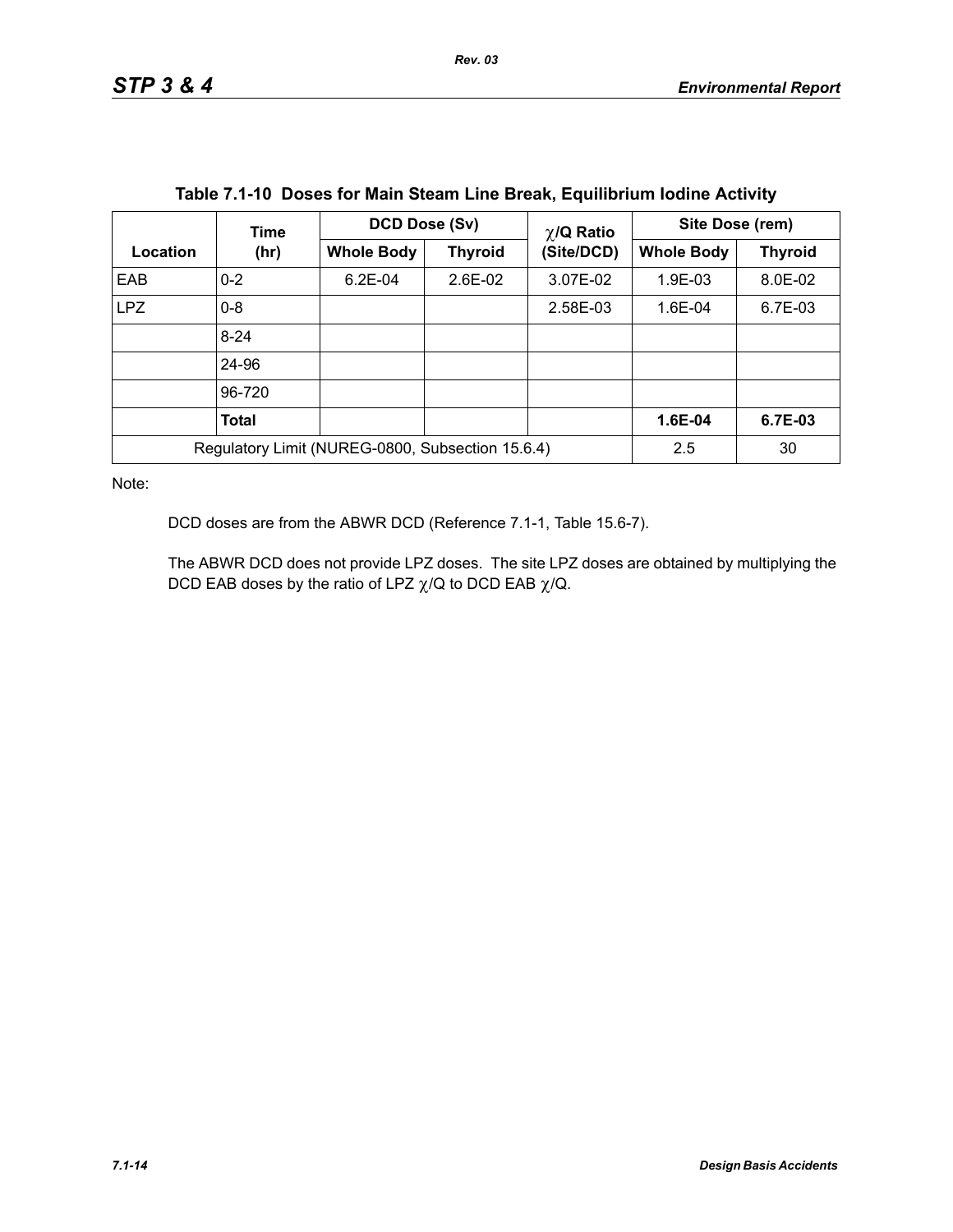**Table 7.1-10 Doses for Main Steam Line Break, Equilibrium Iodine Activity**

| Location | Time (hr) | DCD Dose (Sv) | | $\chi$/Q Ratio (Site/DCD) | Site Dose (rem) | |
|---|---|---|---|---|---|---|
| | | Whole Body | Thyroid | | Whole Body | Thyroid |
| EAB | 0-2 | 6.2E-04 | 2.6E-02 | 3.07E-02 | 1.9E-03 | 8.0E-02 |
| LPZ | 0-8 | | | 2.58E-03 | 1.6E-04 | 6.7E-03 |
| | 8-24 | | | | | |
| | 24-96 | | | | | |
| | 96-720 | | | | | |
| | **Total** | | | | **1.6E-04** | **6.7E-03** |
| Regulatory Limit (NUREG-0800, Subsection 15.6.4) | | | | | 2.5 | 30 |

Note:

DCD doses are from the ABWR DCD (Reference 7.1-1, Table 15.6-7).

The ABWR DCD does not provide LPZ doses. The site LPZ doses are obtained by multiplying the DCD EAB doses by the ratio of LPZ $\chi$/Q to DCD EAB $\chi$/Q.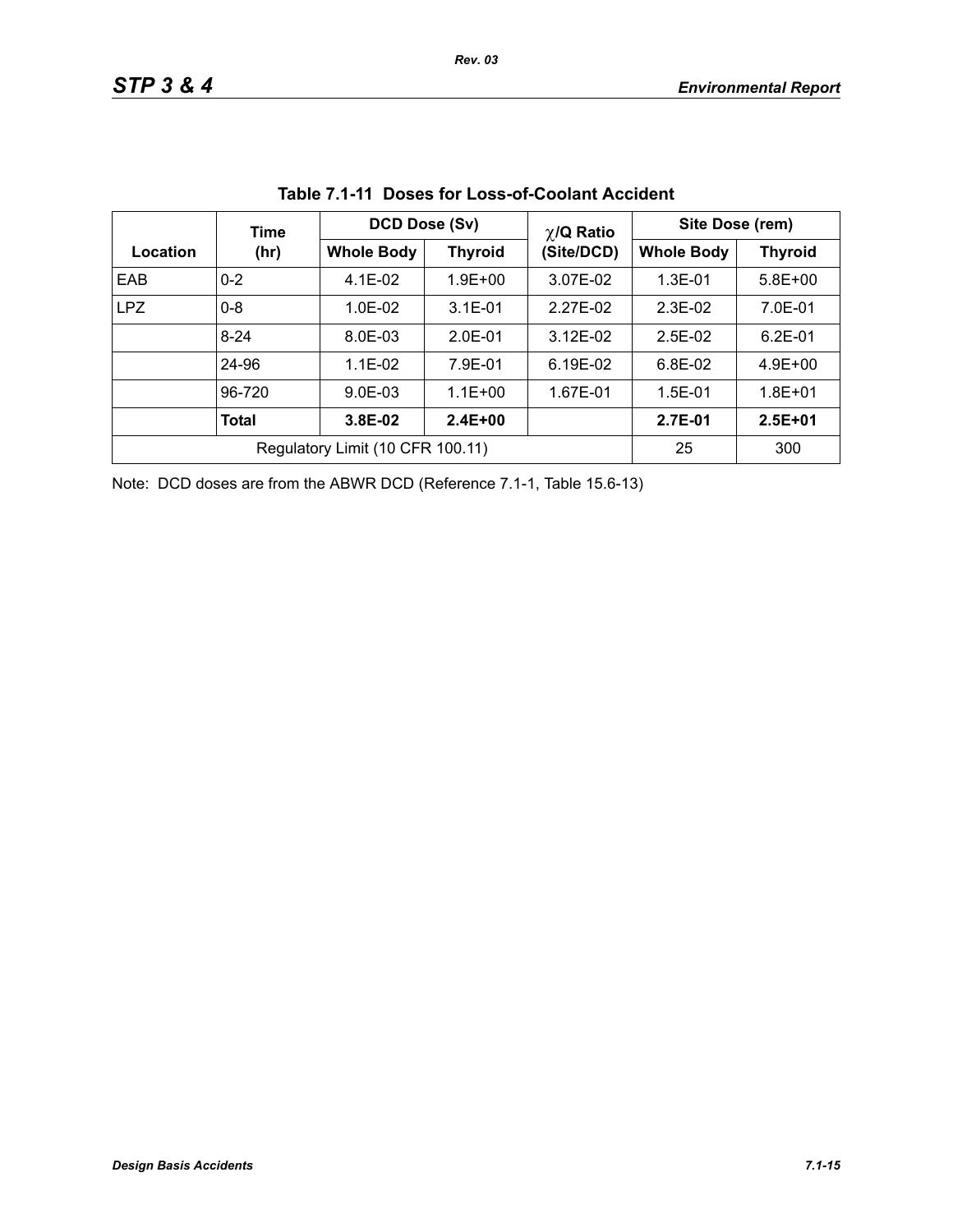**Table 7.1-11  Doses for Loss-of-Coolant Accident**

| Location | Time (hr) | DCD Dose (Sv) | | $\chi$/Q Ratio (Site/DCD) | Site Dose (rem) | |
|---|---|---|---|---|---|---|
| | | Whole Body | Thyroid | | Whole Body | Thyroid |
| EAB | 0-2 | 4.1E-02 | 1.9E+00 | 3.07E-02 | 1.3E-01 | 5.8E+00 |
| LPZ | 0-8 | 1.0E-02 | 3.1E-01 | 2.27E-02 | 2.3E-02 | 7.0E-01 |
| | 8-24 | 8.0E-03 | 2.0E-01 | 3.12E-02 | 2.5E-02 | 6.2E-01 |
| | 24-96 | 1.1E-02 | 7.9E-01 | 6.19E-02 | 6.8E-02 | 4.9E+00 |
| | 96-720 | 9.0E-03 | 1.1E+00 | 1.67E-01 | 1.5E-01 | 1.8E+01 |
| | **Total** | **3.8E-02** | **2.4E+00** | | **2.7E-01** | **2.5E+01** |
| Regulatory Limit (10 CFR 100.11) | | | | | 25 | 300 |

Note: DCD doses are from the ABWR DCD (Reference 7.1-1, Table 15.6-13)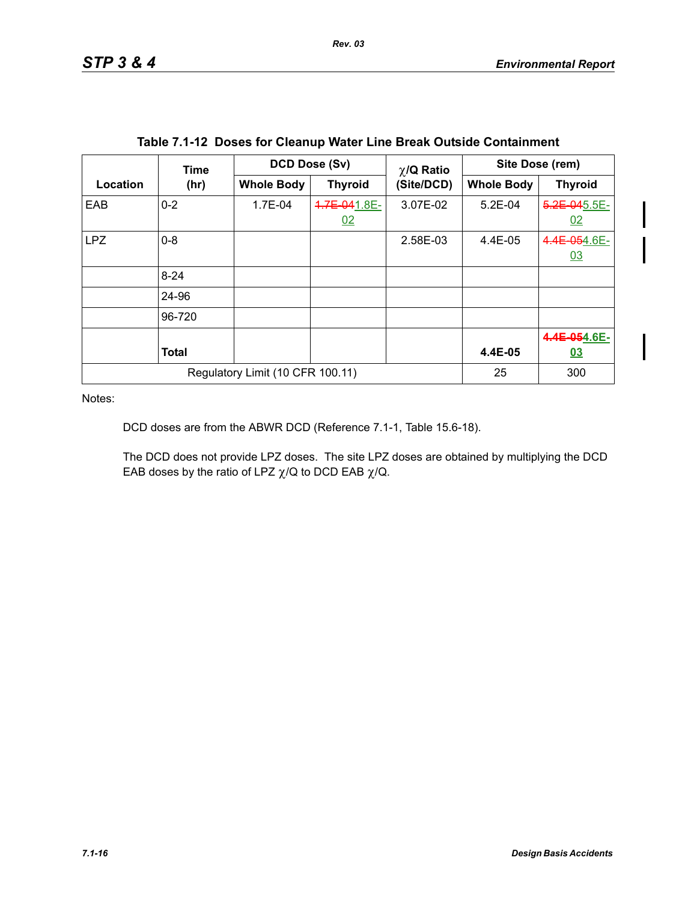**Table 7.1-12 Doses for Cleanup Water Line Break Outside Containment**

| Location | Time (hr) | DCD Dose (Sv) | | χ/Q Ratio (Site/DCD) | Site Dose (rem) | |
|---|---|---|---|---|---|---|
| | | Whole Body | Thyroid | | Whole Body | Thyroid |
| EAB | 0-2 | 1.7E-04 | ~~1.7E-04~~ 1.8E-02 | 3.07E-02 | 5.2E-04 | ~~5.2E-04~~ 5.5E-02 |
| LPZ | 0-8 | | | 2.58E-03 | 4.4E-05 | ~~4.4E-05~~ 4.6E-03 |
| | 8-24 | | | | | |
| | 24-96 | | | | | |
| | 96-720 | | | | | |
| | **Total** | | | | **4.4E-05** | **~~4.4E-05~~ 4.6E-03** |
| Regulatory Limit (10 CFR 100.11) | | | | | 25 | 300 |

Notes:

DCD doses are from the ABWR DCD (Reference 7.1-1, Table 15.6-18).

The DCD does not provide LPZ doses. The site LPZ doses are obtained by multiplying the DCD EAB doses by the ratio of LPZ χ/Q to DCD EAB χ/Q.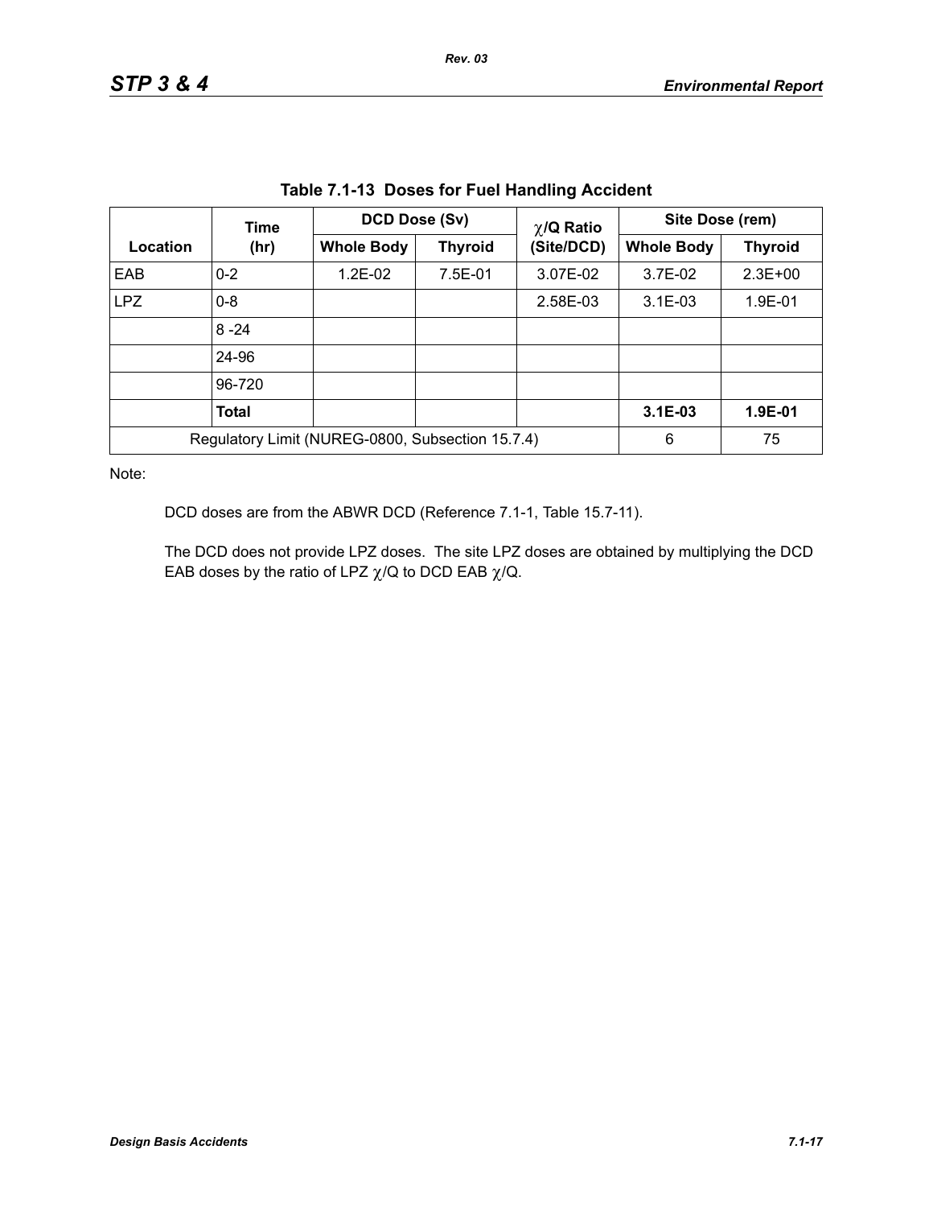**Table 7.1-13 Doses for Fuel Handling Accident**

| Location | Time (hr) | DCD Dose (Sv) | | $\chi$/Q Ratio (Site/DCD) | Site Dose (rem) | |
|---|---|---|---|---|---|---|
| | | Whole Body | Thyroid | | Whole Body | Thyroid |
| EAB | 0-2 | 1.2E-02 | 7.5E-01 | 3.07E-02 | 3.7E-02 | 2.3E+00 |
| LPZ | 0-8 | | | 2.58E-03 | 3.1E-03 | 1.9E-01 |
| | 8 -24 | | | | | |
| | 24-96 | | | | | |
| | 96-720 | | | | | |
| | **Total** | | | | **3.1E-03** | **1.9E-01** |
| Regulatory Limit (NUREG-0800, Subsection 15.7.4) | | | | | 6 | 75 |

Note:

DCD doses are from the ABWR DCD (Reference 7.1-1, Table 15.7-11).

The DCD does not provide LPZ doses. The site LPZ doses are obtained by multiplying the DCD EAB doses by the ratio of LPZ $\chi$/Q to DCD EAB $\chi$/Q.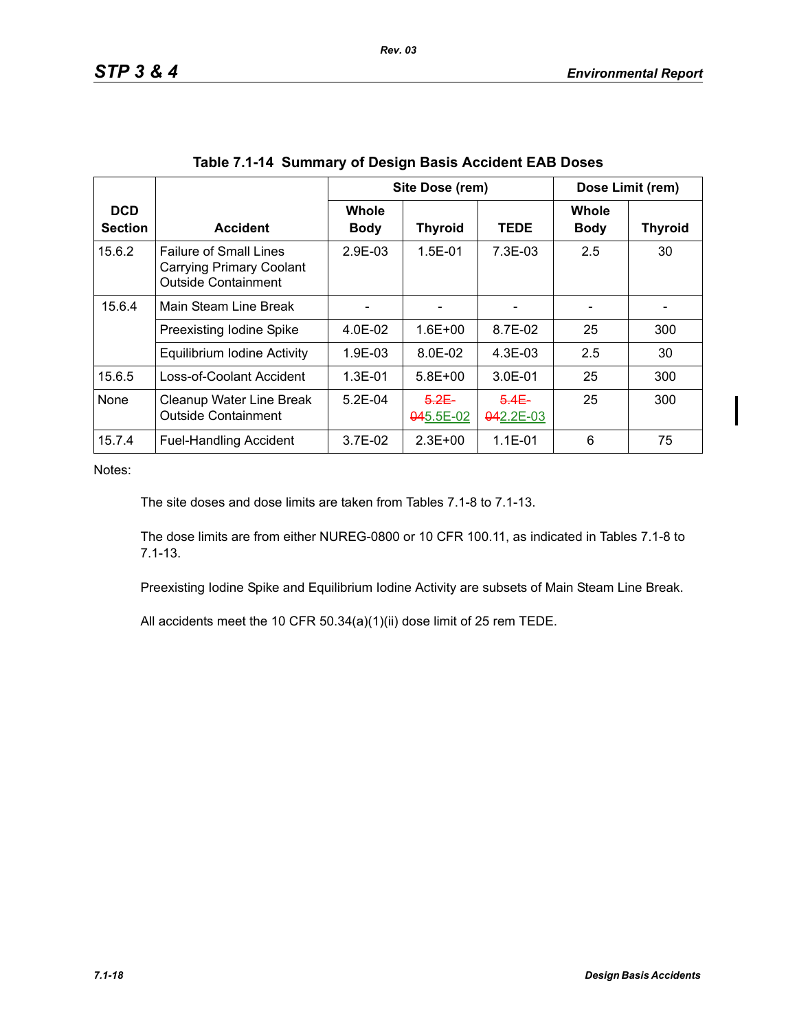**Table 7.1-14 Summary of Design Basis Accident EAB Doses**

| DCD Section | Accident | Site Dose (rem) | | | Dose Limit (rem) | |
|---|---|---|---|---|---|---|
| | | Whole Body | Thyroid | TEDE | Whole Body | Thyroid |
| 15.6.2 | Failure of Small Lines Carrying Primary Coolant Outside Containment | 2.9E-03 | 1.5E-01 | 7.3E-03 | 2.5 | 30 |
| 15.6.4 | Main Steam Line Break | - | - | - | - | - |
| | Preexisting Iodine Spike | 4.0E-02 | 1.6E+00 | 8.7E-02 | 25 | 300 |
| | Equilibrium Iodine Activity | 1.9E-03 | 8.0E-02 | 4.3E-03 | 2.5 | 30 |
| 15.6.5 | Loss-of-Coolant Accident | 1.3E-01 | 5.8E+00 | 3.0E-01 | 25 | 300 |
| None | Cleanup Water Line Break Outside Containment | 5.2E-04 | ~~5.2E-04~~5.5E-02 | ~~5.4E-04~~2.2E-03 | 25 | 300 |
| 15.7.4 | Fuel-Handling Accident | 3.7E-02 | 2.3E+00 | 1.1E-01 | 6 | 75 |

Notes:

The site doses and dose limits are taken from Tables 7.1-8 to 7.1-13.

The dose limits are from either NUREG-0800 or 10 CFR 100.11, as indicated in Tables 7.1-8 to 7.1-13.

Preexisting Iodine Spike and Equilibrium Iodine Activity are subsets of Main Steam Line Break.

All accidents meet the 10 CFR 50.34(a)(1)(ii) dose limit of 25 rem TEDE.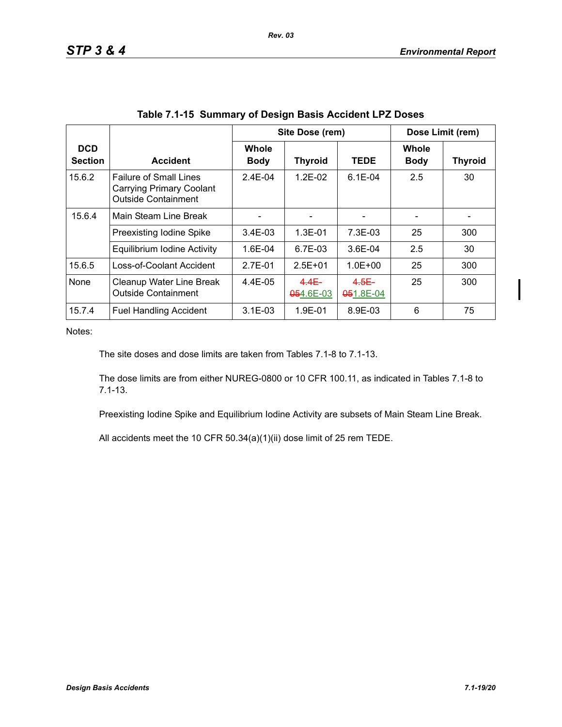Table 7.1-15 Summary of Design Basis Accident LPZ Doses

| DCD Section | Accident | Site Dose (rem) | | | Dose Limit (rem) | |
|---|---|---|---|---|---|---|
| | | Whole Body | Thyroid | TEDE | Whole Body | Thyroid |
| 15.6.2 | Failure of Small Lines Carrying Primary Coolant Outside Containment | 2.4E-04 | 1.2E-02 | 6.1E-04 | 2.5 | 30 |
| 15.6.4 | Main Steam Line Break | - | - | - | - | - |
| | Preexisting Iodine Spike | 3.4E-03 | 1.3E-01 | 7.3E-03 | 25 | 300 |
| | Equilibrium Iodine Activity | 1.6E-04 | 6.7E-03 | 3.6E-04 | 2.5 | 30 |
| 15.6.5 | Loss-of-Coolant Accident | 2.7E-01 | 2.5E+01 | 1.0E+00 | 25 | 300 |
| None | Cleanup Water Line Break Outside Containment | 4.4E-05 | ~~4.4E-05~~ 4.6E-03 | ~~4.5E-05~~ 1.8E-04 | 25 | 300 |
| 15.7.4 | Fuel Handling Accident | 3.1E-03 | 1.9E-01 | 8.9E-03 | 6 | 75 |

Notes:

The site doses and dose limits are taken from Tables 7.1-8 to 7.1-13.

The dose limits are from either NUREG-0800 or 10 CFR 100.11, as indicated in Tables 7.1-8 to 7.1-13.

Preexisting Iodine Spike and Equilibrium Iodine Activity are subsets of Main Steam Line Break.

All accidents meet the 10 CFR 50.34(a)(1)(ii) dose limit of 25 rem TEDE.